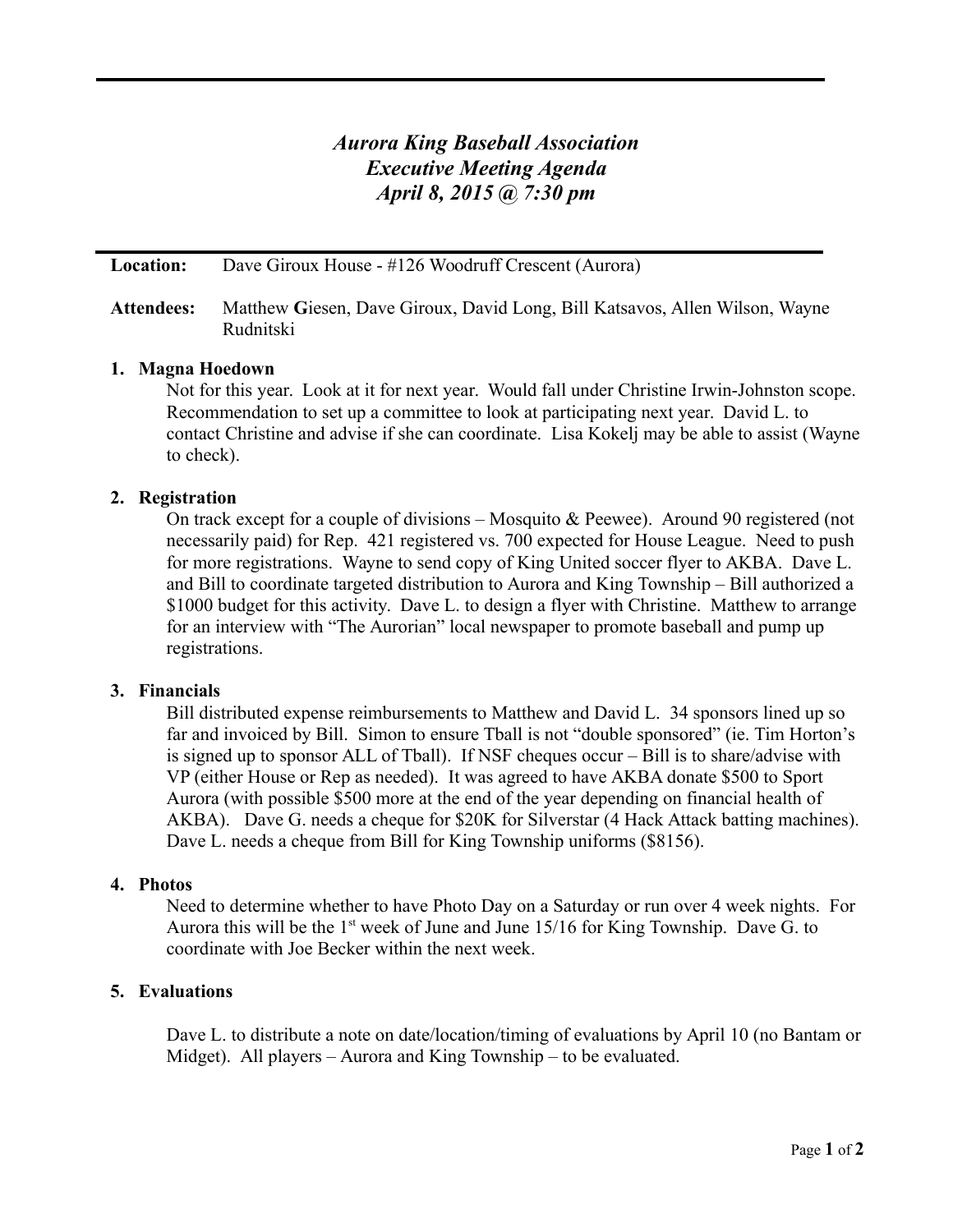# *Aurora King Baseball Association*
# *Executive Meeting Agenda*
# *April 8, 2015 @ 7:30 pm*

**Location:** Dave Giroux House - #126 Woodruff Crescent (Aurora)

**Attendees:** Matthew **G**iesen, Dave Giroux, David Long, Bill Katsavos, Allen Wilson, Wayne Rudnitski

1. **Magna Hoedown**

   Not for this year. Look at it for next year. Would fall under Christine Irwin-Johnston scope. Recommendation to set up a committee to look at participating next year. David L. to contact Christine and advise if she can coordinate. Lisa Kokelj may be able to assist (Wayne to check).

2. **Registration**

   On track except for a couple of divisions – Mosquito & Peewee). Around 90 registered (not necessarily paid) for Rep. 421 registered vs. 700 expected for House League. Need to push for more registrations. Wayne to send copy of King United soccer flyer to AKBA. Dave L. and Bill to coordinate targeted distribution to Aurora and King Township – Bill authorized a $1000 budget for this activity. Dave L. to design a flyer with Christine. Matthew to arrange for an interview with "The Aurorian" local newspaper to promote baseball and pump up registrations.

3. **Financials**

   Bill distributed expense reimbursements to Matthew and David L. 34 sponsors lined up so far and invoiced by Bill. Simon to ensure Tball is not "double sponsored" (ie. Tim Horton's is signed up to sponsor ALL of Tball). If NSF cheques occur – Bill is to share/advise with VP (either House or Rep as needed). It was agreed to have AKBA donate $500 to Sport Aurora (with possible $500 more at the end of the year depending on financial health of AKBA). Dave G. needs a cheque for $20K for Silverstar (4 Hack Attack batting machines). Dave L. needs a cheque from Bill for King Township uniforms ($8156).

4. **Photos**

   Need to determine whether to have Photo Day on a Saturday or run over 4 week nights. For Aurora this will be the 1st week of June and June 15/16 for King Township. Dave G. to coordinate with Joe Becker within the next week.

5. **Evaluations**

   Dave L. to distribute a note on date/location/timing of evaluations by April 10 (no Bantam or Midget). All players – Aurora and King Township – to be evaluated.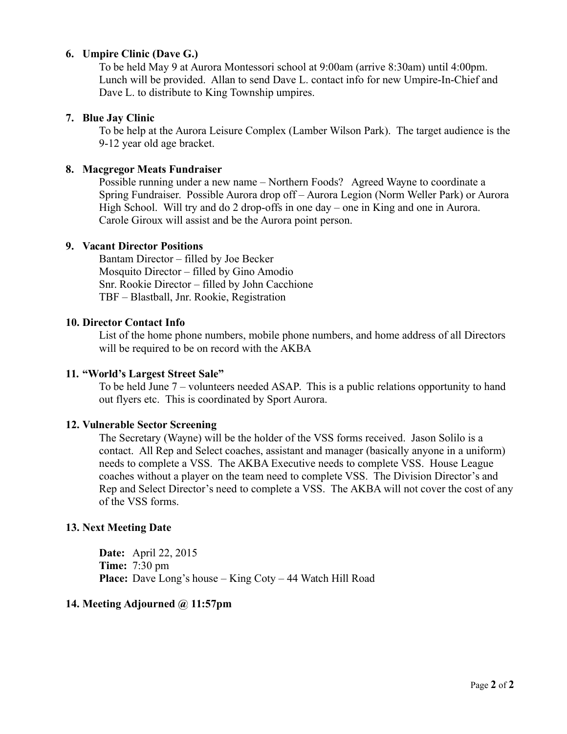6. **Umpire Clinic (Dave G.)**

   To be held May 9 at Aurora Montessori school at 9:00am (arrive 8:30am) until 4:00pm. Lunch will be provided. Allan to send Dave L. contact info for new Umpire-In-Chief and Dave L. to distribute to King Township umpires.

7. **Blue Jay Clinic**

   To be help at the Aurora Leisure Complex (Lamber Wilson Park). The target audience is the 9-12 year old age bracket.

8. **Macgregor Meats Fundraiser**

   Possible running under a new name – Northern Foods? Agreed Wayne to coordinate a Spring Fundraiser. Possible Aurora drop off – Aurora Legion (Norm Weller Park) or Aurora High School. Will try and do 2 drop-offs in one day – one in King and one in Aurora. Carole Giroux will assist and be the Aurora point person.

9. **Vacant Director Positions**

   Bantam Director – filled by Joe Becker
   Mosquito Director – filled by Gino Amodio
   Snr. Rookie Director – filled by John Cacchione
   TBF – Blastball, Jnr. Rookie, Registration

10. **Director Contact Info**

    List of the home phone numbers, mobile phone numbers, and home address of all Directors will be required to be on record with the AKBA

11. **"World's Largest Street Sale"**

    To be held June 7 – volunteers needed ASAP. This is a public relations opportunity to hand out flyers etc. This is coordinated by Sport Aurora.

12. **Vulnerable Sector Screening**

    The Secretary (Wayne) will be the holder of the VSS forms received. Jason Solilo is a contact. All Rep and Select coaches, assistant and manager (basically anyone in a uniform) needs to complete a VSS. The AKBA Executive needs to complete VSS. House League coaches without a player on the team need to complete VSS. The Division Director's and Rep and Select Director's need to complete a VSS. The AKBA will not cover the cost of any of the VSS forms.

13. **Next Meeting Date**

    **Date:** April 22, 2015
    **Time:** 7:30 pm
    **Place:** Dave Long's house – King Coty – 44 Watch Hill Road

14. **Meeting Adjourned @ 11:57pm**